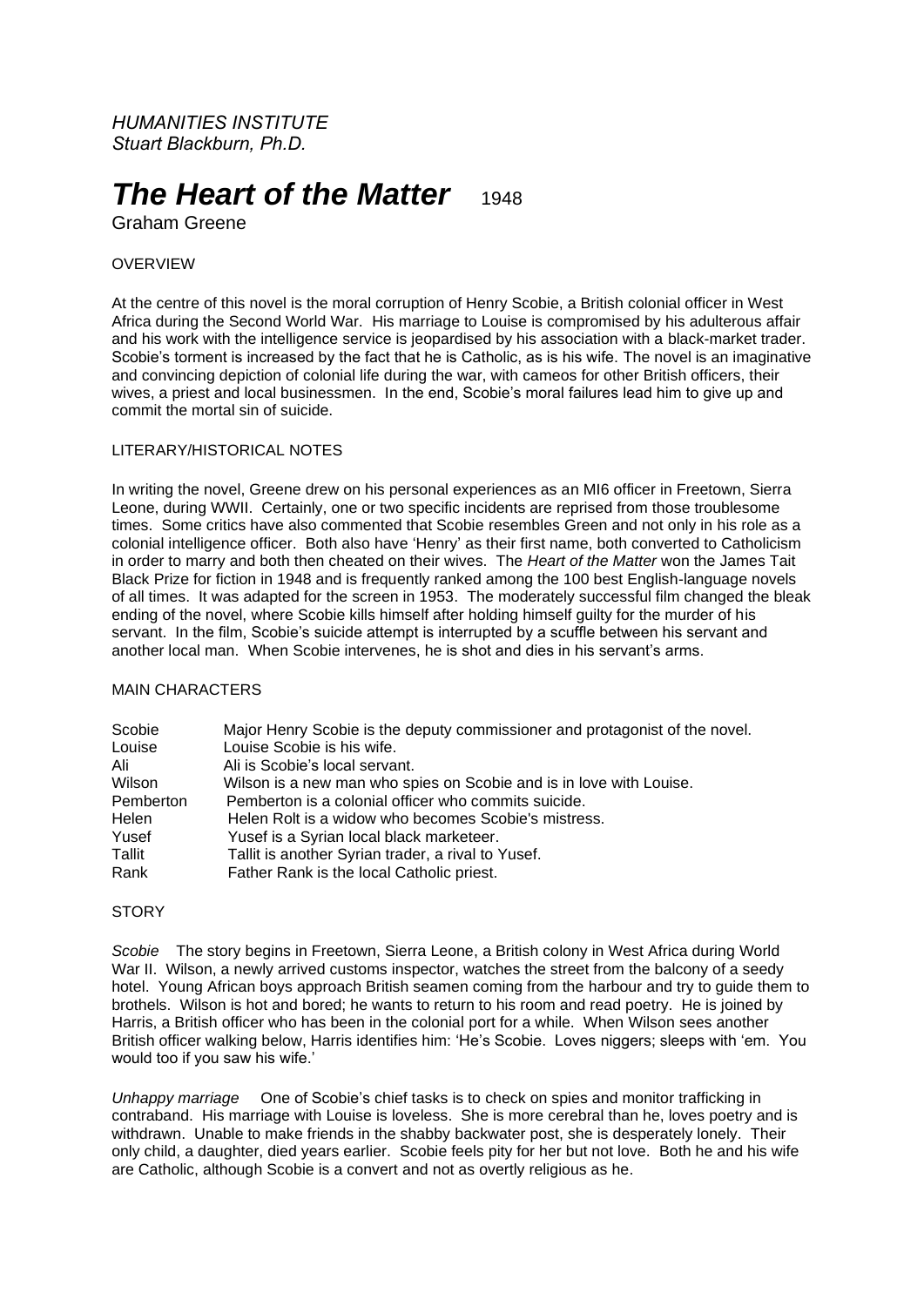*HUMANITIES INSTITUTE*
*Stuart Blackburn, Ph.D.*

# *The Heart of the Matter* 1948

Graham Greene

OVERVIEW

At the centre of this novel is the moral corruption of Henry Scobie, a British colonial officer in West Africa during the Second World War. His marriage to Louise is compromised by his adulterous affair and his work with the intelligence service is jeopardised by his association with a black-market trader. Scobie's torment is increased by the fact that he is Catholic, as is his wife. The novel is an imaginative and convincing depiction of colonial life during the war, with cameos for other British officers, their wives, a priest and local businessmen. In the end, Scobie's moral failures lead him to give up and commit the mortal sin of suicide.

LITERARY/HISTORICAL NOTES

In writing the novel, Greene drew on his personal experiences as an MI6 officer in Freetown, Sierra Leone, during WWII. Certainly, one or two specific incidents are reprised from those troublesome times. Some critics have also commented that Scobie resembles Green and not only in his role as a colonial intelligence officer. Both also have 'Henry' as their first name, both converted to Catholicism in order to marry and both then cheated on their wives. The *Heart of the Matter* won the James Tait Black Prize for fiction in 1948 and is frequently ranked among the 100 best English-language novels of all times. It was adapted for the screen in 1953. The moderately successful film changed the bleak ending of the novel, where Scobie kills himself after holding himself guilty for the murder of his servant. In the film, Scobie's suicide attempt is interrupted by a scuffle between his servant and another local man. When Scobie intervenes, he is shot and dies in his servant's arms.

MAIN CHARACTERS

| | |
|---|---|
| Scobie | Major Henry Scobie is the deputy commissioner and protagonist of the novel. |
| Louise | Louise Scobie is his wife. |
| Ali | Ali is Scobie's local servant. |
| Wilson | Wilson is a new man who spies on Scobie and is in love with Louise. |
| Pemberton | Pemberton is a colonial officer who commits suicide. |
| Helen | Helen Rolt is a widow who becomes Scobie's mistress. |
| Yusef | Yusef is a Syrian local black marketeer. |
| Tallit | Tallit is another Syrian trader, a rival to Yusef. |
| Rank | Father Rank is the local Catholic priest. |

STORY

*Scobie* The story begins in Freetown, Sierra Leone, a British colony in West Africa during World War II. Wilson, a newly arrived customs inspector, watches the street from the balcony of a seedy hotel. Young African boys approach British seamen coming from the harbour and try to guide them to brothels. Wilson is hot and bored; he wants to return to his room and read poetry. He is joined by Harris, a British officer who has been in the colonial port for a while. When Wilson sees another British officer walking below, Harris identifies him: 'He's Scobie. Loves niggers; sleeps with 'em. You would too if you saw his wife.'

*Unhappy marriage* One of Scobie's chief tasks is to check on spies and monitor trafficking in contraband. His marriage with Louise is loveless. She is more cerebral than he, loves poetry and is withdrawn. Unable to make friends in the shabby backwater post, she is desperately lonely. Their only child, a daughter, died years earlier. Scobie feels pity for her but not love. Both he and his wife are Catholic, although Scobie is a convert and not as overtly religious as he.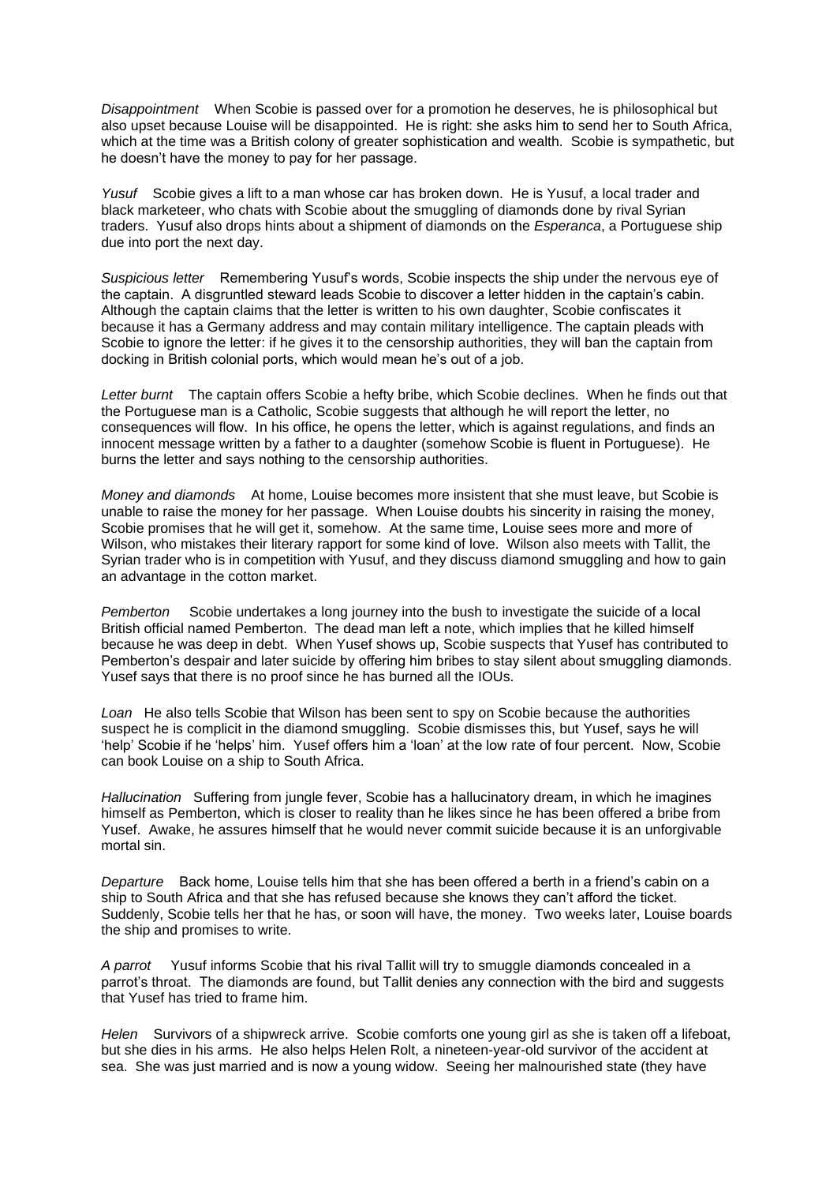*Disappointment* When Scobie is passed over for a promotion he deserves, he is philosophical but also upset because Louise will be disappointed. He is right: she asks him to send her to South Africa, which at the time was a British colony of greater sophistication and wealth. Scobie is sympathetic, but he doesn't have the money to pay for her passage.

*Yusuf* Scobie gives a lift to a man whose car has broken down. He is Yusuf, a local trader and black marketeer, who chats with Scobie about the smuggling of diamonds done by rival Syrian traders. Yusuf also drops hints about a shipment of diamonds on the *Esperanca*, a Portuguese ship due into port the next day.

*Suspicious letter* Remembering Yusuf's words, Scobie inspects the ship under the nervous eye of the captain. A disgruntled steward leads Scobie to discover a letter hidden in the captain's cabin. Although the captain claims that the letter is written to his own daughter, Scobie confiscates it because it has a Germany address and may contain military intelligence. The captain pleads with Scobie to ignore the letter: if he gives it to the censorship authorities, they will ban the captain from docking in British colonial ports, which would mean he's out of a job.

*Letter burnt* The captain offers Scobie a hefty bribe, which Scobie declines. When he finds out that the Portuguese man is a Catholic, Scobie suggests that although he will report the letter, no consequences will flow. In his office, he opens the letter, which is against regulations, and finds an innocent message written by a father to a daughter (somehow Scobie is fluent in Portuguese). He burns the letter and says nothing to the censorship authorities.

*Money and diamonds* At home, Louise becomes more insistent that she must leave, but Scobie is unable to raise the money for her passage. When Louise doubts his sincerity in raising the money, Scobie promises that he will get it, somehow. At the same time, Louise sees more and more of Wilson, who mistakes their literary rapport for some kind of love. Wilson also meets with Tallit, the Syrian trader who is in competition with Yusuf, and they discuss diamond smuggling and how to gain an advantage in the cotton market.

*Pemberton* Scobie undertakes a long journey into the bush to investigate the suicide of a local British official named Pemberton. The dead man left a note, which implies that he killed himself because he was deep in debt. When Yusef shows up, Scobie suspects that Yusef has contributed to Pemberton's despair and later suicide by offering him bribes to stay silent about smuggling diamonds. Yusef says that there is no proof since he has burned all the IOUs.

*Loan* He also tells Scobie that Wilson has been sent to spy on Scobie because the authorities suspect he is complicit in the diamond smuggling. Scobie dismisses this, but Yusef, says he will 'help' Scobie if he 'helps' him. Yusef offers him a 'loan' at the low rate of four percent. Now, Scobie can book Louise on a ship to South Africa.

*Hallucination* Suffering from jungle fever, Scobie has a hallucinatory dream, in which he imagines himself as Pemberton, which is closer to reality than he likes since he has been offered a bribe from Yusef. Awake, he assures himself that he would never commit suicide because it is an unforgivable mortal sin.

*Departure* Back home, Louise tells him that she has been offered a berth in a friend's cabin on a ship to South Africa and that she has refused because she knows they can't afford the ticket. Suddenly, Scobie tells her that he has, or soon will have, the money. Two weeks later, Louise boards the ship and promises to write.

*A parrot* Yusuf informs Scobie that his rival Tallit will try to smuggle diamonds concealed in a parrot's throat. The diamonds are found, but Tallit denies any connection with the bird and suggests that Yusef has tried to frame him.

*Helen* Survivors of a shipwreck arrive. Scobie comforts one young girl as she is taken off a lifeboat, but she dies in his arms. He also helps Helen Rolt, a nineteen-year-old survivor of the accident at sea. She was just married and is now a young widow. Seeing her malnourished state (they have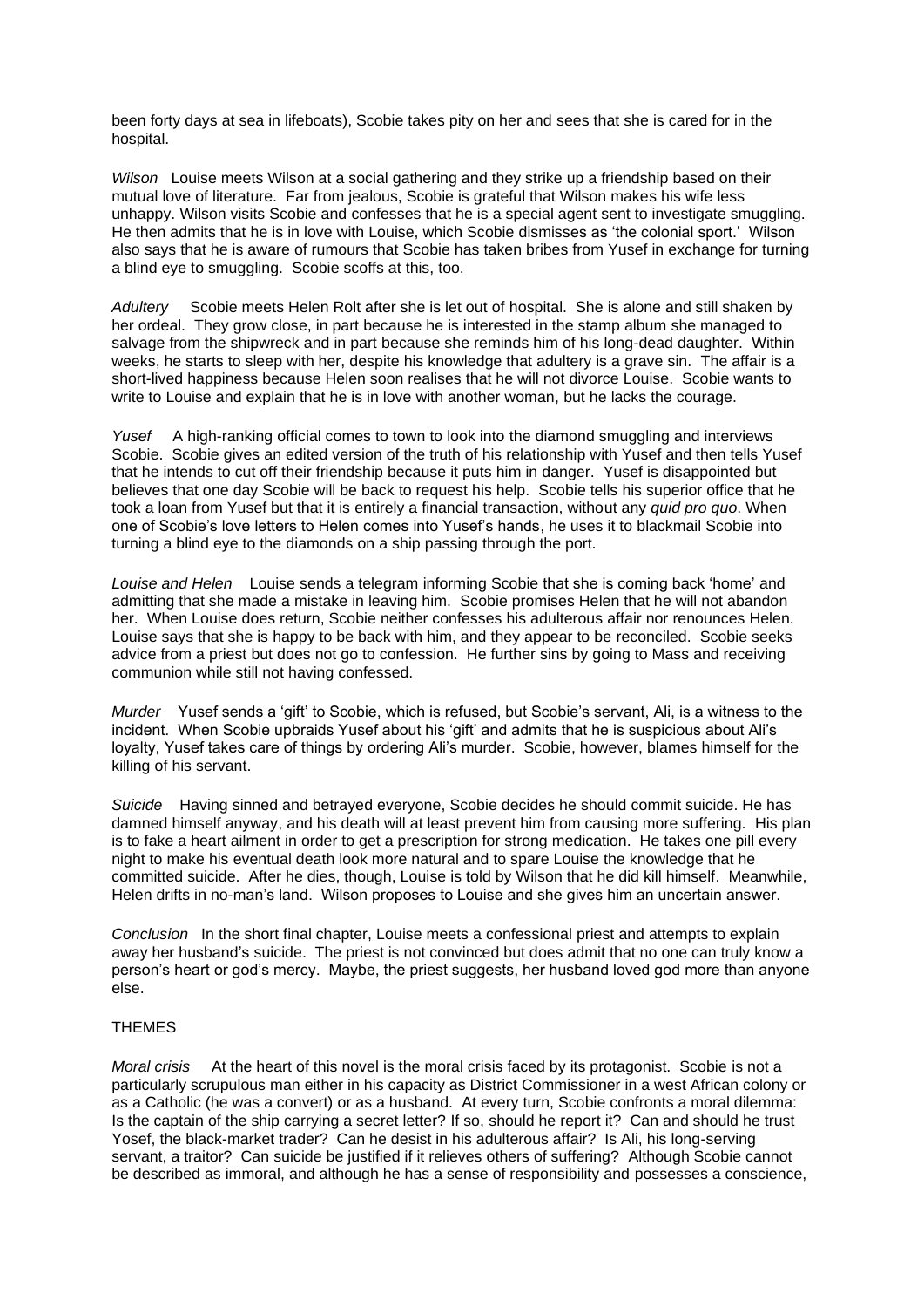been forty days at sea in lifeboats), Scobie takes pity on her and sees that she is cared for in the hospital.

*Wilson* Louise meets Wilson at a social gathering and they strike up a friendship based on their mutual love of literature. Far from jealous, Scobie is grateful that Wilson makes his wife less unhappy. Wilson visits Scobie and confesses that he is a special agent sent to investigate smuggling. He then admits that he is in love with Louise, which Scobie dismisses as 'the colonial sport.' Wilson also says that he is aware of rumours that Scobie has taken bribes from Yusef in exchange for turning a blind eye to smuggling. Scobie scoffs at this, too.

*Adultery* Scobie meets Helen Rolt after she is let out of hospital. She is alone and still shaken by her ordeal. They grow close, in part because he is interested in the stamp album she managed to salvage from the shipwreck and in part because she reminds him of his long-dead daughter. Within weeks, he starts to sleep with her, despite his knowledge that adultery is a grave sin. The affair is a short-lived happiness because Helen soon realises that he will not divorce Louise. Scobie wants to write to Louise and explain that he is in love with another woman, but he lacks the courage.

*Yusef* A high-ranking official comes to town to look into the diamond smuggling and interviews Scobie. Scobie gives an edited version of the truth of his relationship with Yusef and then tells Yusef that he intends to cut off their friendship because it puts him in danger. Yusef is disappointed but believes that one day Scobie will be back to request his help. Scobie tells his superior office that he took a loan from Yusef but that it is entirely a financial transaction, without any *quid pro quo*. When one of Scobie's love letters to Helen comes into Yusef's hands, he uses it to blackmail Scobie into turning a blind eye to the diamonds on a ship passing through the port.

*Louise and Helen* Louise sends a telegram informing Scobie that she is coming back 'home' and admitting that she made a mistake in leaving him. Scobie promises Helen that he will not abandon her. When Louise does return, Scobie neither confesses his adulterous affair nor renounces Helen. Louise says that she is happy to be back with him, and they appear to be reconciled. Scobie seeks advice from a priest but does not go to confession. He further sins by going to Mass and receiving communion while still not having confessed.

*Murder* Yusef sends a 'gift' to Scobie, which is refused, but Scobie's servant, Ali, is a witness to the incident. When Scobie upbraids Yusef about his 'gift' and admits that he is suspicious about Ali's loyalty, Yusef takes care of things by ordering Ali's murder. Scobie, however, blames himself for the killing of his servant.

*Suicide* Having sinned and betrayed everyone, Scobie decides he should commit suicide. He has damned himself anyway, and his death will at least prevent him from causing more suffering. His plan is to fake a heart ailment in order to get a prescription for strong medication. He takes one pill every night to make his eventual death look more natural and to spare Louise the knowledge that he committed suicide. After he dies, though, Louise is told by Wilson that he did kill himself. Meanwhile, Helen drifts in no-man's land. Wilson proposes to Louise and she gives him an uncertain answer.

*Conclusion* In the short final chapter, Louise meets a confessional priest and attempts to explain away her husband's suicide. The priest is not convinced but does admit that no one can truly know a person's heart or god's mercy. Maybe, the priest suggests, her husband loved god more than anyone else.

THEMES

*Moral crisis* At the heart of this novel is the moral crisis faced by its protagonist. Scobie is not a particularly scrupulous man either in his capacity as District Commissioner in a west African colony or as a Catholic (he was a convert) or as a husband. At every turn, Scobie confronts a moral dilemma: Is the captain of the ship carrying a secret letter? If so, should he report it? Can and should he trust Yosef, the black-market trader? Can he desist in his adulterous affair? Is Ali, his long-serving servant, a traitor? Can suicide be justified if it relieves others of suffering? Although Scobie cannot be described as immoral, and although he has a sense of responsibility and possesses a conscience,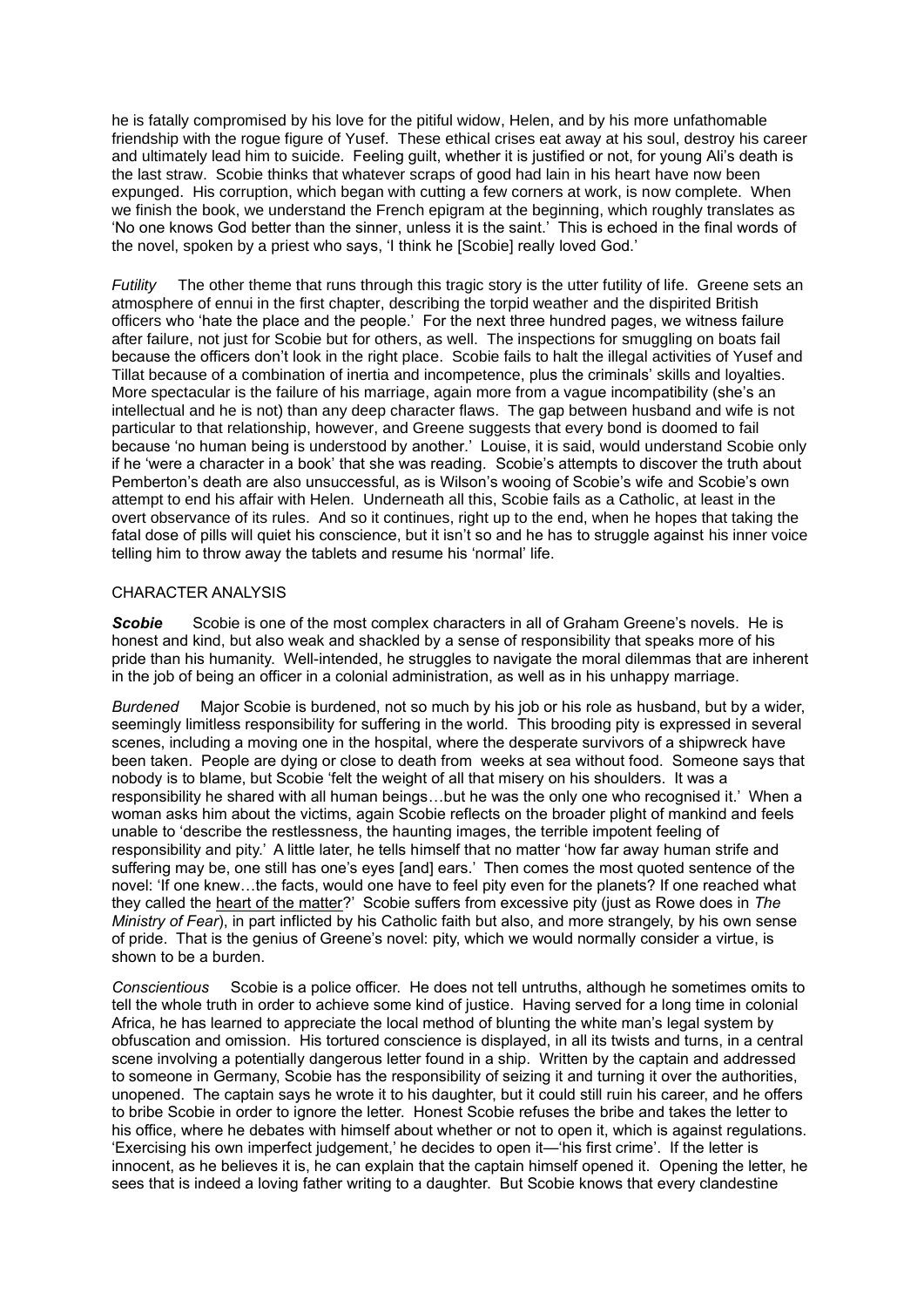he is fatally compromised by his love for the pitiful widow, Helen, and by his more unfathomable friendship with the rogue figure of Yusef. These ethical crises eat away at his soul, destroy his career and ultimately lead him to suicide. Feeling guilt, whether it is justified or not, for young Ali's death is the last straw. Scobie thinks that whatever scraps of good had lain in his heart have now been expunged. His corruption, which began with cutting a few corners at work, is now complete. When we finish the book, we understand the French epigram at the beginning, which roughly translates as 'No one knows God better than the sinner, unless it is the saint.' This is echoed in the final words of the novel, spoken by a priest who says, 'I think he [Scobie] really loved God.'

*Futility* The other theme that runs through this tragic story is the utter futility of life. Greene sets an atmosphere of ennui in the first chapter, describing the torpid weather and the dispirited British officers who 'hate the place and the people.' For the next three hundred pages, we witness failure after failure, not just for Scobie but for others, as well. The inspections for smuggling on boats fail because the officers don't look in the right place. Scobie fails to halt the illegal activities of Yusef and Tillat because of a combination of inertia and incompetence, plus the criminals' skills and loyalties. More spectacular is the failure of his marriage, again more from a vague incompatibility (she's an intellectual and he is not) than any deep character flaws. The gap between husband and wife is not particular to that relationship, however, and Greene suggests that every bond is doomed to fail because 'no human being is understood by another.' Louise, it is said, would understand Scobie only if he 'were a character in a book' that she was reading. Scobie's attempts to discover the truth about Pemberton's death are also unsuccessful, as is Wilson's wooing of Scobie's wife and Scobie's own attempt to end his affair with Helen. Underneath all this, Scobie fails as a Catholic, at least in the overt observance of its rules. And so it continues, right up to the end, when he hopes that taking the fatal dose of pills will quiet his conscience, but it isn't so and he has to struggle against his inner voice telling him to throw away the tablets and resume his 'normal' life.

## CHARACTER ANALYSIS

***Scobie*** Scobie is one of the most complex characters in all of Graham Greene's novels. He is honest and kind, but also weak and shackled by a sense of responsibility that speaks more of his pride than his humanity. Well-intended, he struggles to navigate the moral dilemmas that are inherent in the job of being an officer in a colonial administration, as well as in his unhappy marriage.

*Burdened* Major Scobie is burdened, not so much by his job or his role as husband, but by a wider, seemingly limitless responsibility for suffering in the world. This brooding pity is expressed in several scenes, including a moving one in the hospital, where the desperate survivors of a shipwreck have been taken. People are dying or close to death from weeks at sea without food. Someone says that nobody is to blame, but Scobie 'felt the weight of all that misery on his shoulders. It was a responsibility he shared with all human beings…but he was the only one who recognised it.' When a woman asks him about the victims, again Scobie reflects on the broader plight of mankind and feels unable to 'describe the restlessness, the haunting images, the terrible impotent feeling of responsibility and pity.' A little later, he tells himself that no matter 'how far away human strife and suffering may be, one still has one's eyes [and] ears.' Then comes the most quoted sentence of the novel: 'If one knew…the facts, would one have to feel pity even for the planets? If one reached what they called the <u>heart of the matter</u>?' Scobie suffers from excessive pity (just as Rowe does in *The Ministry of Fear*), in part inflicted by his Catholic faith but also, and more strangely, by his own sense of pride. That is the genius of Greene's novel: pity, which we would normally consider a virtue, is shown to be a burden.

*Conscientious* Scobie is a police officer. He does not tell untruths, although he sometimes omits to tell the whole truth in order to achieve some kind of justice. Having served for a long time in colonial Africa, he has learned to appreciate the local method of blunting the white man's legal system by obfuscation and omission. His tortured conscience is displayed, in all its twists and turns, in a central scene involving a potentially dangerous letter found in a ship. Written by the captain and addressed to someone in Germany, Scobie has the responsibility of seizing it and turning it over the authorities, unopened. The captain says he wrote it to his daughter, but it could still ruin his career, and he offers to bribe Scobie in order to ignore the letter. Honest Scobie refuses the bribe and takes the letter to his office, where he debates with himself about whether or not to open it, which is against regulations. 'Exercising his own imperfect judgement,' he decides to open it—'his first crime'. If the letter is innocent, as he believes it is, he can explain that the captain himself opened it. Opening the letter, he sees that is indeed a loving father writing to a daughter. But Scobie knows that every clandestine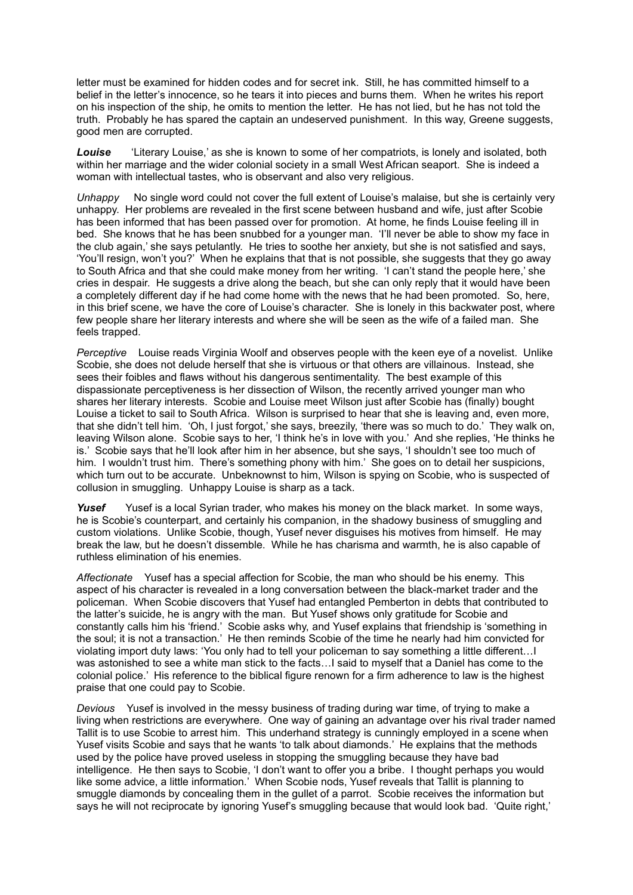letter must be examined for hidden codes and for secret ink. Still, he has committed himself to a belief in the letter's innocence, so he tears it into pieces and burns them. When he writes his report on his inspection of the ship, he omits to mention the letter. He has not lied, but he has not told the truth. Probably he has spared the captain an undeserved punishment. In this way, Greene suggests, good men are corrupted.

***Louise*** 'Literary Louise,' as she is known to some of her compatriots, is lonely and isolated, both within her marriage and the wider colonial society in a small West African seaport. She is indeed a woman with intellectual tastes, who is observant and also very religious.

*Unhappy* No single word could not cover the full extent of Louise's malaise, but she is certainly very unhappy. Her problems are revealed in the first scene between husband and wife, just after Scobie has been informed that has been passed over for promotion. At home, he finds Louise feeling ill in bed. She knows that he has been snubbed for a younger man. 'I'll never be able to show my face in the club again,' she says petulantly. He tries to soothe her anxiety, but she is not satisfied and says, 'You'll resign, won't you?' When he explains that that is not possible, she suggests that they go away to South Africa and that she could make money from her writing. 'I can't stand the people here,' she cries in despair. He suggests a drive along the beach, but she can only reply that it would have been a completely different day if he had come home with the news that he had been promoted. So, here, in this brief scene, we have the core of Louise's character. She is lonely in this backwater post, where few people share her literary interests and where she will be seen as the wife of a failed man. She feels trapped.

*Perceptive* Louise reads Virginia Woolf and observes people with the keen eye of a novelist. Unlike Scobie, she does not delude herself that she is virtuous or that others are villainous. Instead, she sees their foibles and flaws without his dangerous sentimentality. The best example of this dispassionate perceptiveness is her dissection of Wilson, the recently arrived younger man who shares her literary interests. Scobie and Louise meet Wilson just after Scobie has (finally) bought Louise a ticket to sail to South Africa. Wilson is surprised to hear that she is leaving and, even more, that she didn't tell him. 'Oh, I just forgot,' she says, breezily, 'there was so much to do.' They walk on, leaving Wilson alone. Scobie says to her, 'I think he's in love with you.' And she replies, 'He thinks he is.' Scobie says that he'll look after him in her absence, but she says, 'I shouldn't see too much of him. I wouldn't trust him. There's something phony with him.' She goes on to detail her suspicions, which turn out to be accurate. Unbeknownst to him, Wilson is spying on Scobie, who is suspected of collusion in smuggling. Unhappy Louise is sharp as a tack.

***Yusef*** Yusef is a local Syrian trader, who makes his money on the black market. In some ways, he is Scobie's counterpart, and certainly his companion, in the shadowy business of smuggling and custom violations. Unlike Scobie, though, Yusef never disguises his motives from himself. He may break the law, but he doesn't dissemble. While he has charisma and warmth, he is also capable of ruthless elimination of his enemies.

*Affectionate* Yusef has a special affection for Scobie, the man who should be his enemy. This aspect of his character is revealed in a long conversation between the black-market trader and the policeman. When Scobie discovers that Yusef had entangled Pemberton in debts that contributed to the latter's suicide, he is angry with the man. But Yusef shows only gratitude for Scobie and constantly calls him his 'friend.' Scobie asks why, and Yusef explains that friendship is 'something in the soul; it is not a transaction.' He then reminds Scobie of the time he nearly had him convicted for violating import duty laws: 'You only had to tell your policeman to say something a little different…I was astonished to see a white man stick to the facts…I said to myself that a Daniel has come to the colonial police.' His reference to the biblical figure renown for a firm adherence to law is the highest praise that one could pay to Scobie.

*Devious* Yusef is involved in the messy business of trading during war time, of trying to make a living when restrictions are everywhere. One way of gaining an advantage over his rival trader named Tallit is to use Scobie to arrest him. This underhand strategy is cunningly employed in a scene when Yusef visits Scobie and says that he wants 'to talk about diamonds.' He explains that the methods used by the police have proved useless in stopping the smuggling because they have bad intelligence. He then says to Scobie, 'I don't want to offer you a bribe. I thought perhaps you would like some advice, a little information.' When Scobie nods, Yusef reveals that Tallit is planning to smuggle diamonds by concealing them in the gullet of a parrot. Scobie receives the information but says he will not reciprocate by ignoring Yusef's smuggling because that would look bad. 'Quite right,'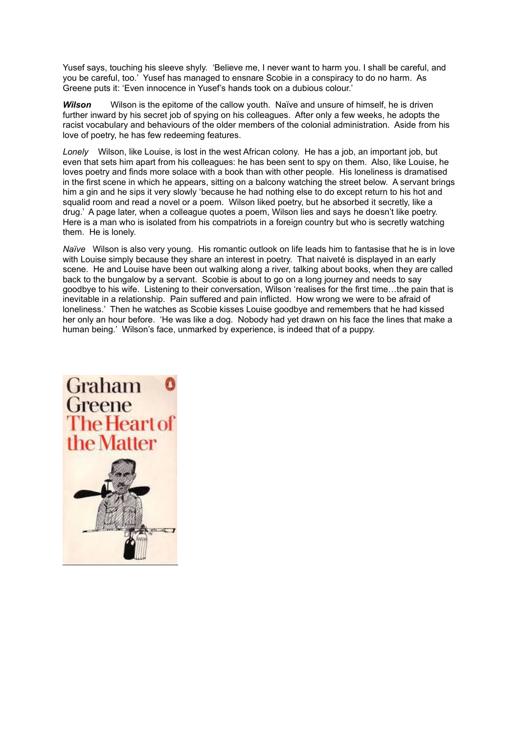Yusef says, touching his sleeve shyly. 'Believe me, I never want to harm you. I shall be careful, and you be careful, too.' Yusef has managed to ensnare Scobie in a conspiracy to do no harm. As Greene puts it: 'Even innocence in Yusef's hands took on a dubious colour.'

***Wilson*** Wilson is the epitome of the callow youth. Naïve and unsure of himself, he is driven further inward by his secret job of spying on his colleagues. After only a few weeks, he adopts the racist vocabulary and behaviours of the older members of the colonial administration. Aside from his love of poetry, he has few redeeming features.

*Lonely* Wilson, like Louise, is lost in the west African colony. He has a job, an important job, but even that sets him apart from his colleagues: he has been sent to spy on them. Also, like Louise, he loves poetry and finds more solace with a book than with other people. His loneliness is dramatised in the first scene in which he appears, sitting on a balcony watching the street below. A servant brings him a gin and he sips it very slowly 'because he had nothing else to do except return to his hot and squalid room and read a novel or a poem. Wilson liked poetry, but he absorbed it secretly, like a drug.' A page later, when a colleague quotes a poem, Wilson lies and says he doesn't like poetry. Here is a man who is isolated from his compatriots in a foreign country but who is secretly watching them. He is lonely.

*Naïve* Wilson is also very young. His romantic outlook on life leads him to fantasise that he is in love with Louise simply because they share an interest in poetry. That naiveté is displayed in an early scene. He and Louise have been out walking along a river, talking about books, when they are called back to the bungalow by a servant. Scobie is about to go on a long journey and needs to say goodbye to his wife. Listening to their conversation, Wilson 'realises for the first time…the pain that is inevitable in a relationship. Pain suffered and pain inflicted. How wrong we were to be afraid of loneliness.' Then he watches as Scobie kisses Louise goodbye and remembers that he had kissed her only an hour before. 'He was like a dog. Nobody had yet drawn on his face the lines that make a human being.' Wilson's face, unmarked by experience, is indeed that of a puppy.

Graham Greene
The Heart of the Matter